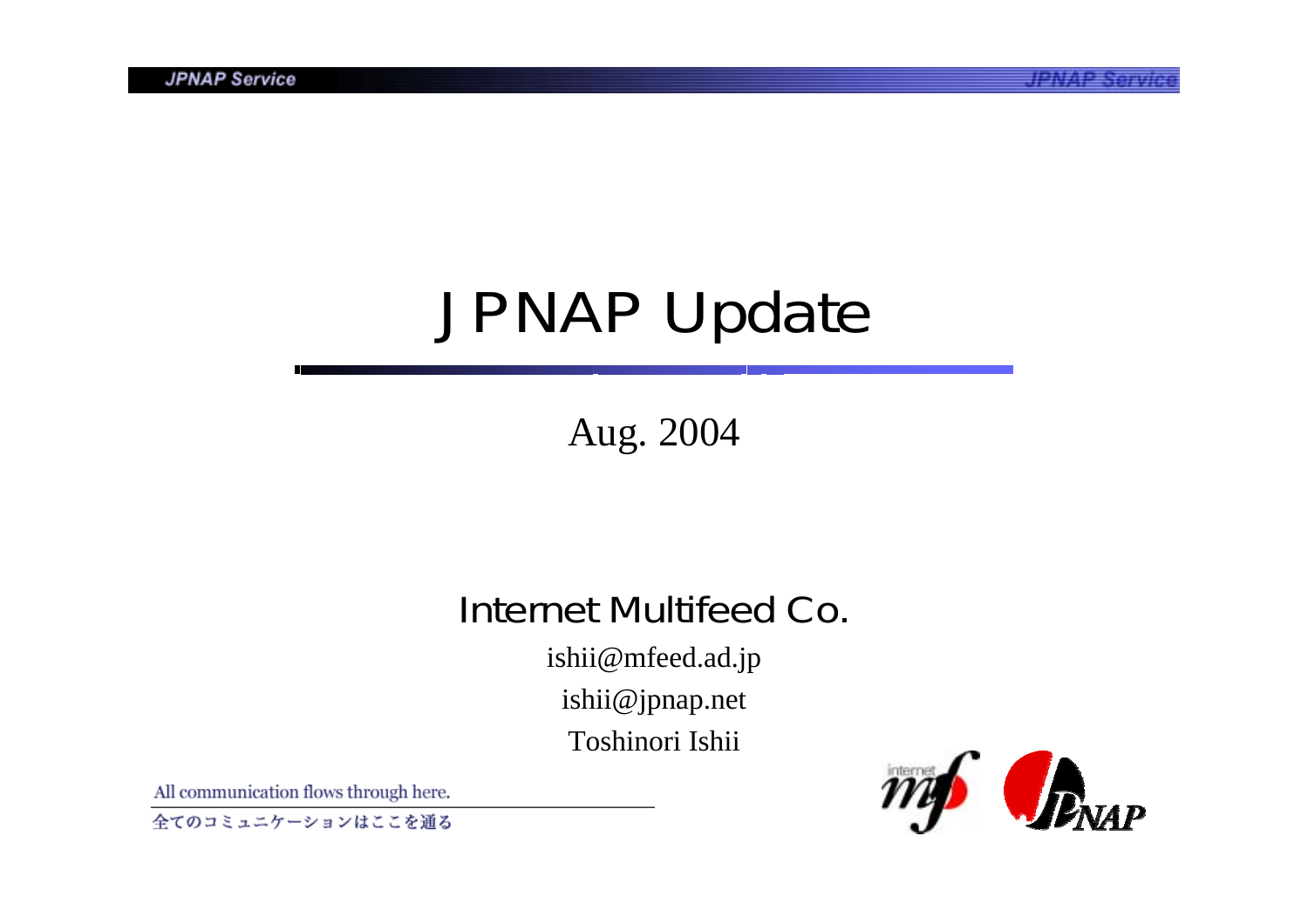# JPNAP Update

Aug. 2004

Internet Multifeed Co.

ishii@mfeed.ad.jp

ishii@jpnap.net

Toshinori Ishii

All communication flows through here.

全てのコミュニケーションはここを通る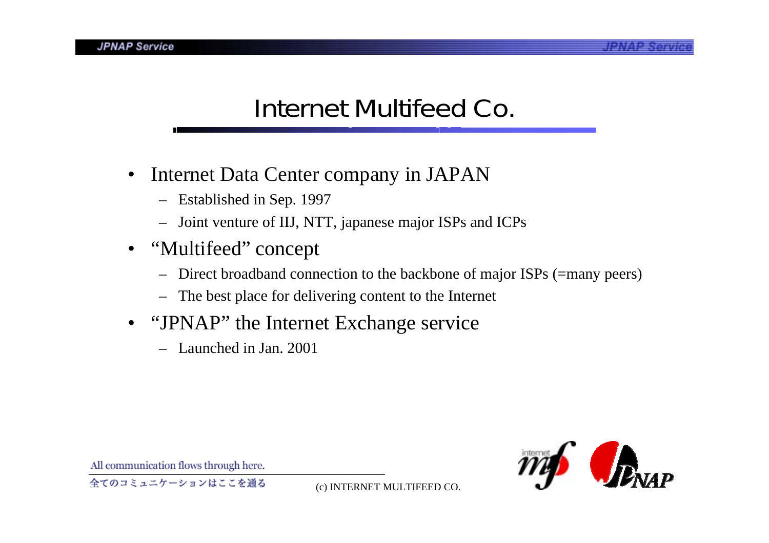# Internet Multifeed Co.

- Internet Data Center company in JAPAN
  - Established in Sep. 1997
  - Joint venture of IIJ, NTT, japanese major ISPs and ICPs
- "Multifeed" concept
  - Direct broadband connection to the backbone of major ISPs (=many peers)
  - The best place for delivering content to the Internet
- "JPNAP" the Internet Exchange service
  - Launched in Jan. 2001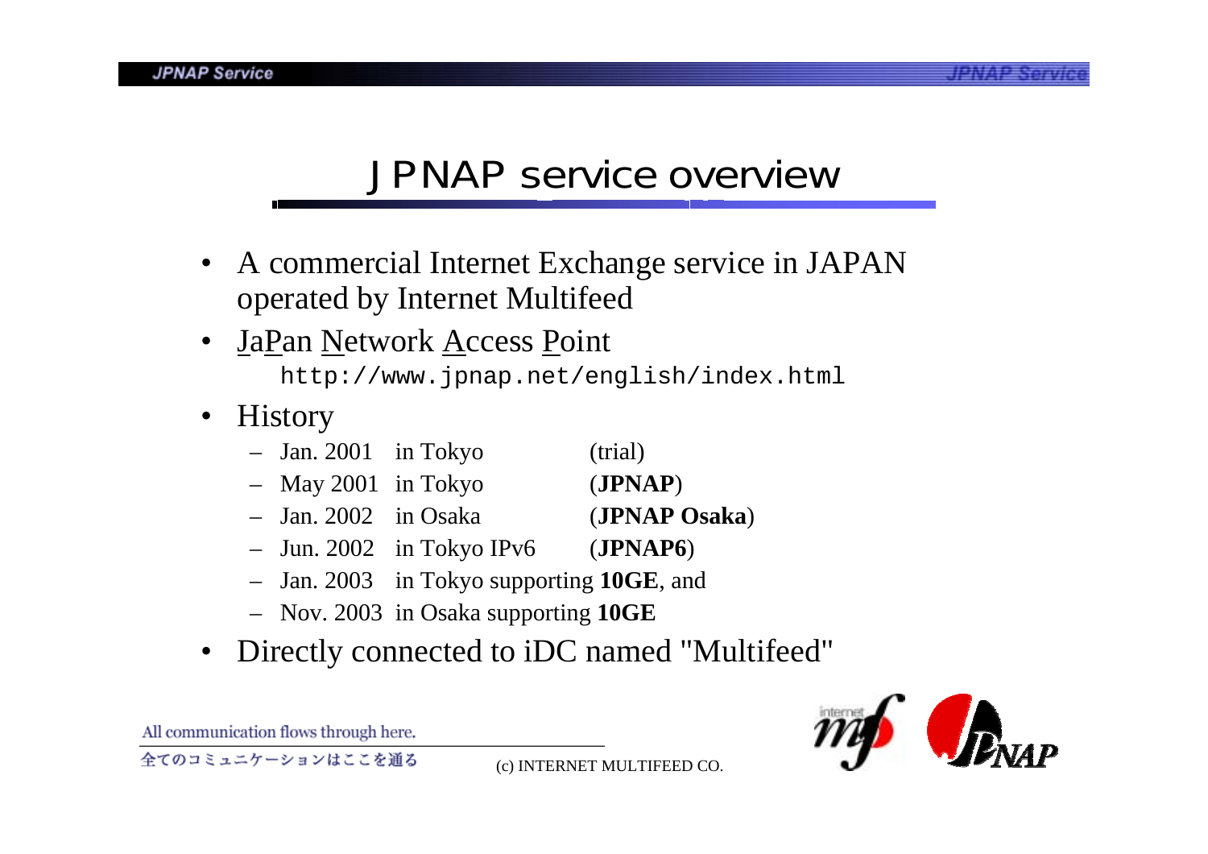# JPNAP service overview

- A commercial Internet Exchange service in JAPAN operated by Internet Multifeed
- JaPan Network Access Point
  http://www.jpnap.net/english/index.html
- History
  - Jan. 2001 in Tokyo (trial)
  - May 2001 in Tokyo (**JPNAP**)
  - Jan. 2002 in Osaka (**JPNAP Osaka**)
  - Jun. 2002 in Tokyo IPv6 (**JPNAP6**)
  - Jan. 2003 in Tokyo supporting **10GE**, and
  - Nov. 2003 in Osaka supporting **10GE**
- Directly connected to iDC named "Multifeed"

All communication flows through here.

全てのコミュニケーションはここを通る

(c) INTERNET MULTIFEED CO.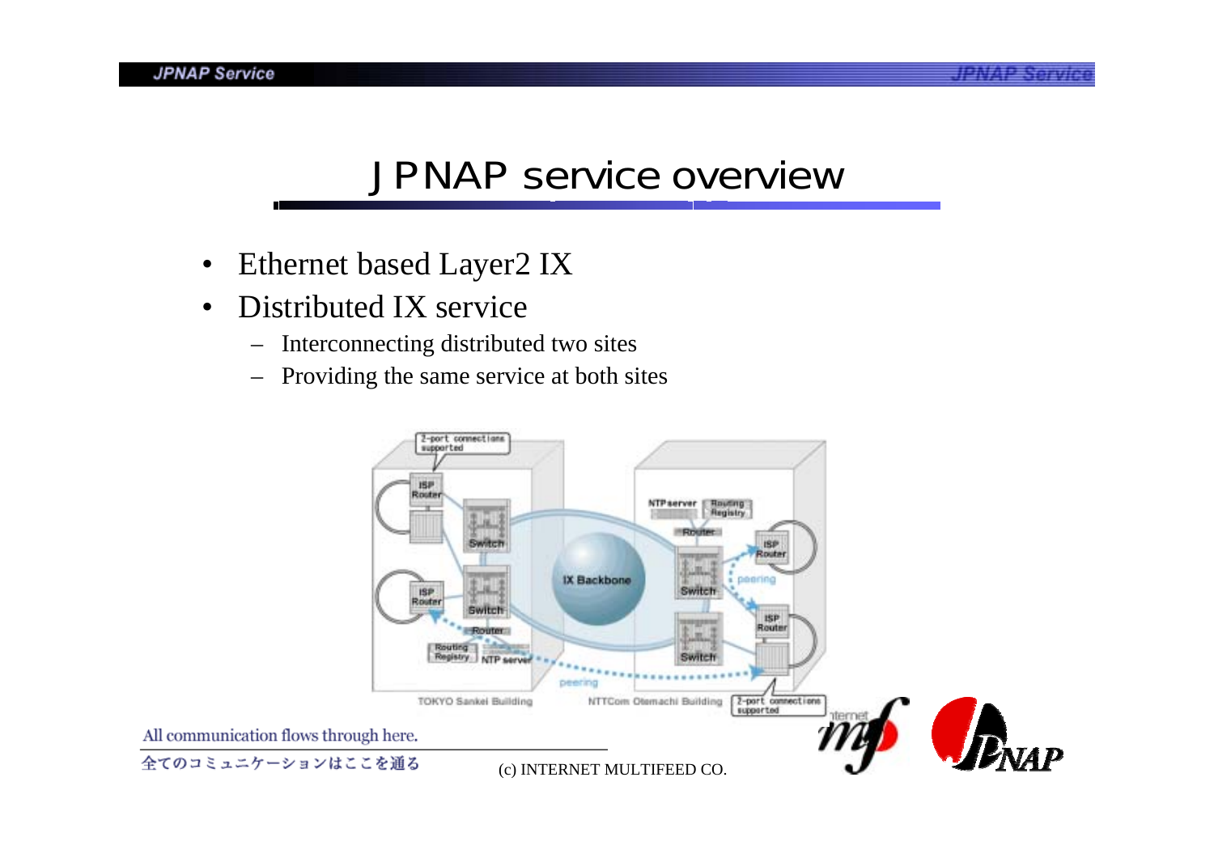# JPNAP service overview

- Ethernet based Layer2 IX
- Distributed IX service
  - Interconnecting distributed two sites
  - Providing the same service at both sites

All communication flows through here.

全てのコミュニケーションはここを通る

(c) INTERNET MULTIFEED CO.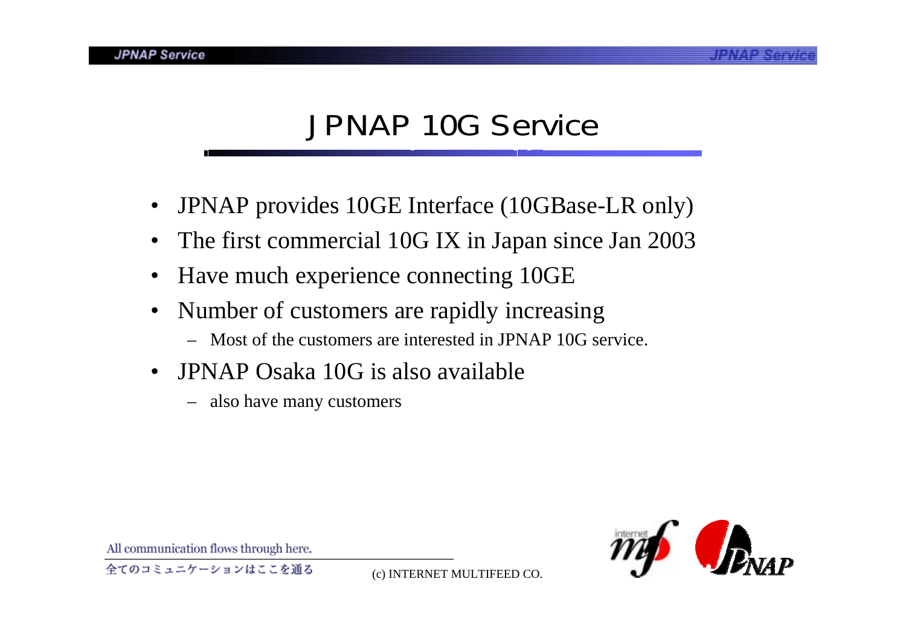# JPNAP 10G Service

- JPNAP provides 10GE Interface (10GBase-LR only)
- The first commercial 10G IX in Japan since Jan 2003
- Have much experience connecting 10GE
- Number of customers are rapidly increasing
  - Most of the customers are interested in JPNAP 10G service.
- JPNAP Osaka 10G is also available
  - also have many customers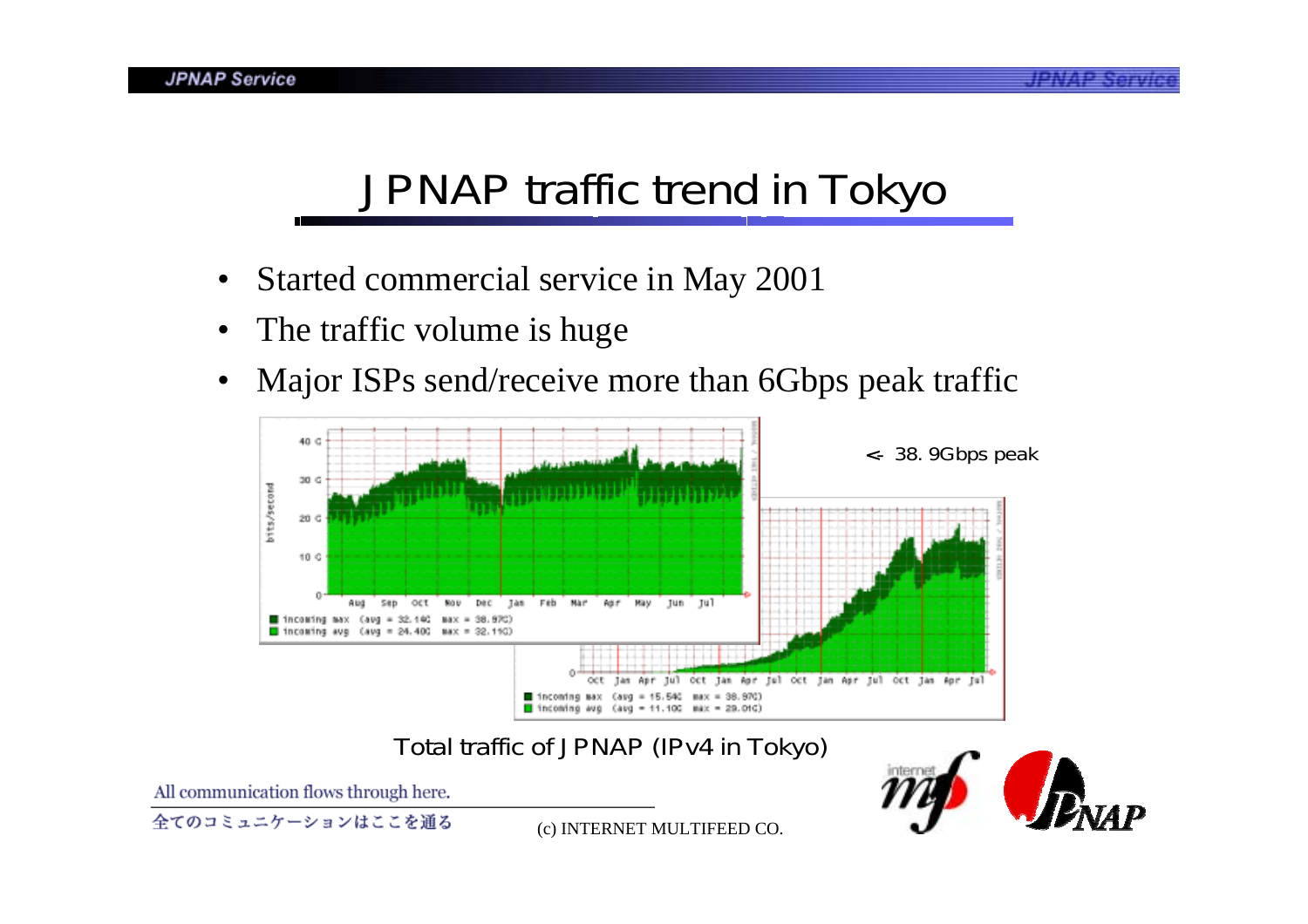# JPNAP traffic trend in Tokyo

- Started commercial service in May 2001
- The traffic volume is huge
- Major ISPs send/receive more than 6Gbps peak traffic

<- 38. 9Gbps peak

Total traffic of JPNAP (IPv4 in Tokyo)

All communication flows through here.

全てのコミュニケーションはここを通る

(c) INTERNET MULTIFEED CO.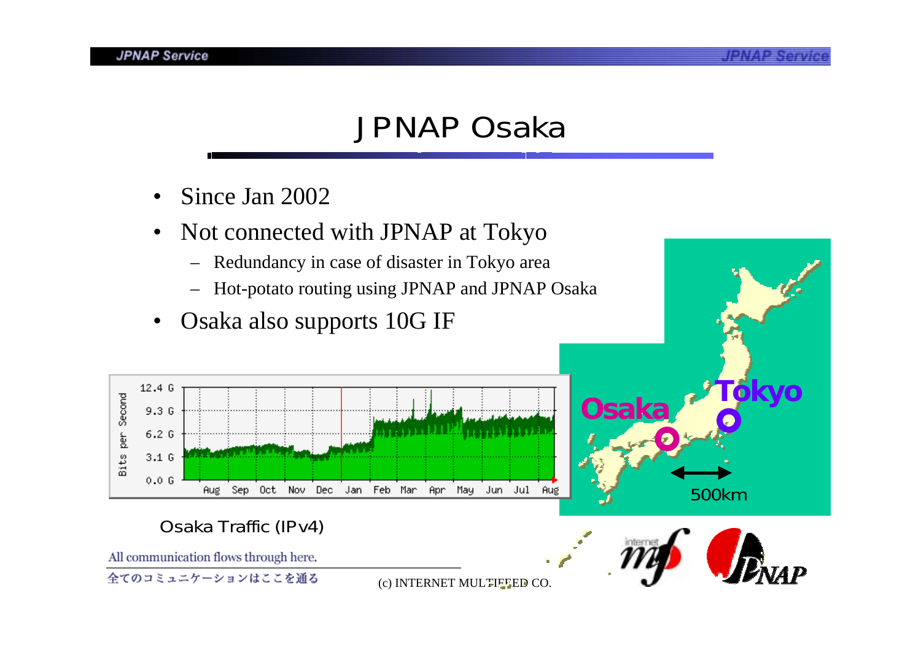# JPNAP Osaka

- Since Jan 2002
- Not connected with JPNAP at Tokyo
  - Redundancy in case of disaster in Tokyo area
  - Hot-potato routing using JPNAP and JPNAP Osaka
- Osaka also supports 10G IF

Osaka Traffic (IPv4)

All communication flows through here.

全てのコミュニケーションはここを通る

(c) INTERNET MULTIFEED CO.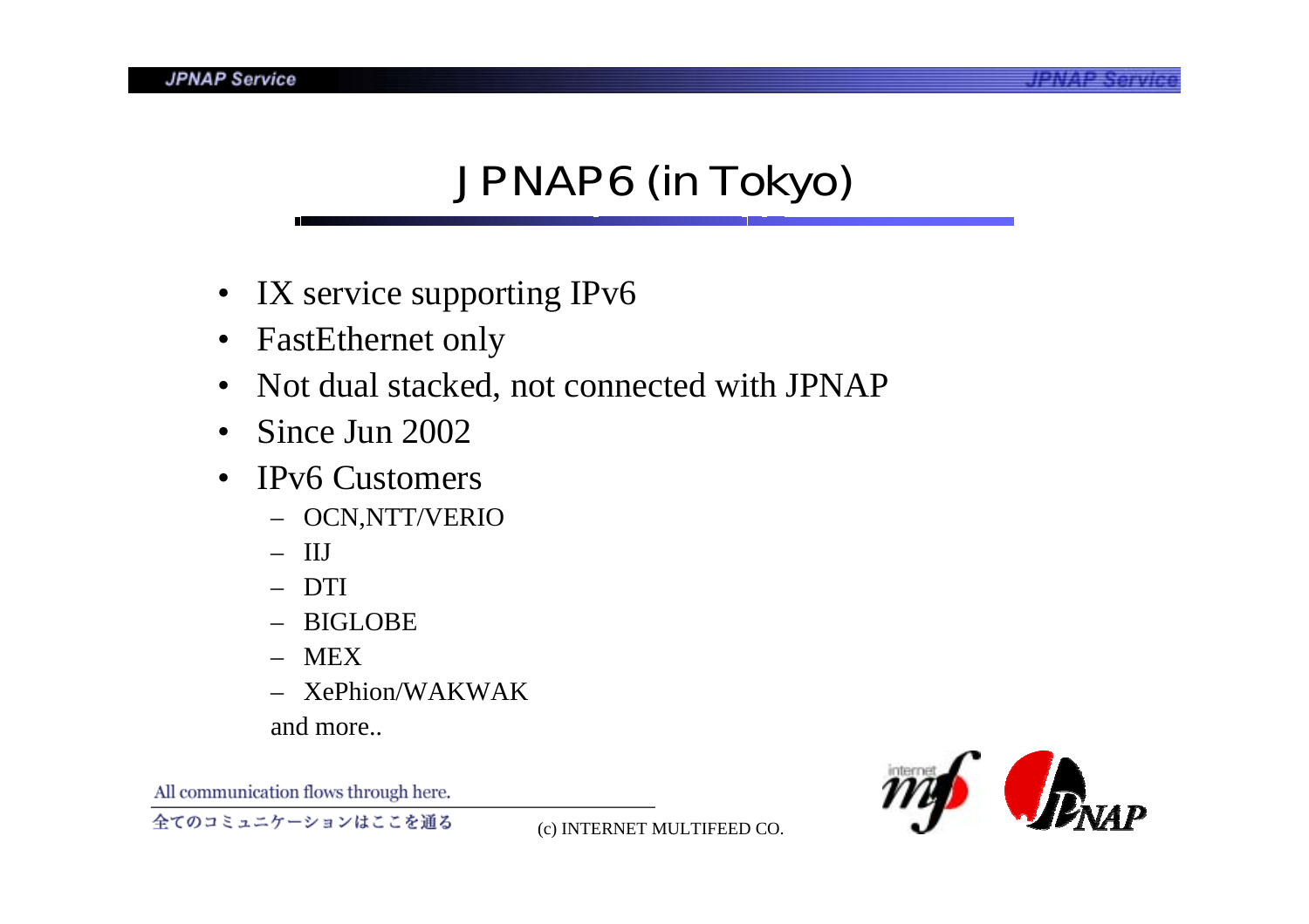# JPNAP6 (in Tokyo)

- IX service supporting IPv6
- FastEthernet only
- Not dual stacked, not connected with JPNAP
- Since Jun 2002
- IPv6 Customers
  - OCN,NTT/VERIO
  - IIJ
  - DTI
  - BIGLOBE
  - MEX
  - XePhion/WAKWAK

  and more..

All communication flows through here.

全てのコミュニケーションはここを通る

(c) INTERNET MULTIFEED CO.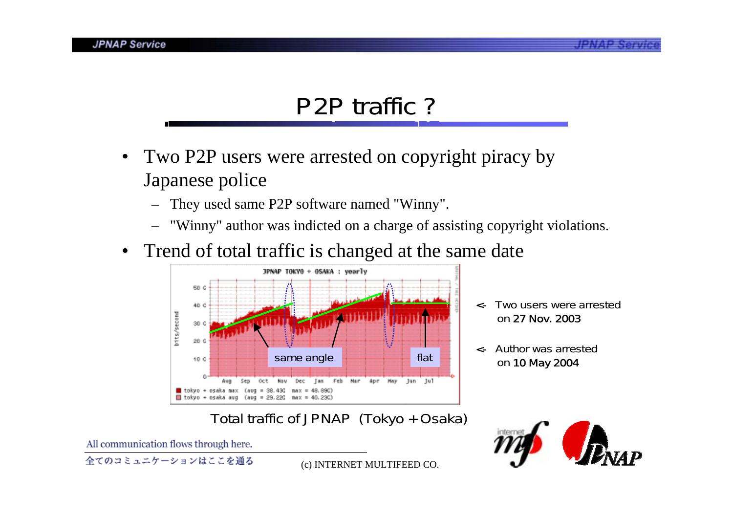# P2P traffic ?

- Two P2P users were arrested on copyright piracy by Japanese police
  - They used same P2P software named "Winny".
  - "Winny" author was indicted on a charge of assisting copyright violations.
- Trend of total traffic is changed at the same date

<- Two users were arrested on **27 Nov. 2003**

<- Author was arrested on **10 May 2004**

Total traffic of JPNAP (Tokyo+Osaka)

All communication flows through here.

全てのコミュニケーションはここを通る

(c) INTERNET MULTIFEED CO.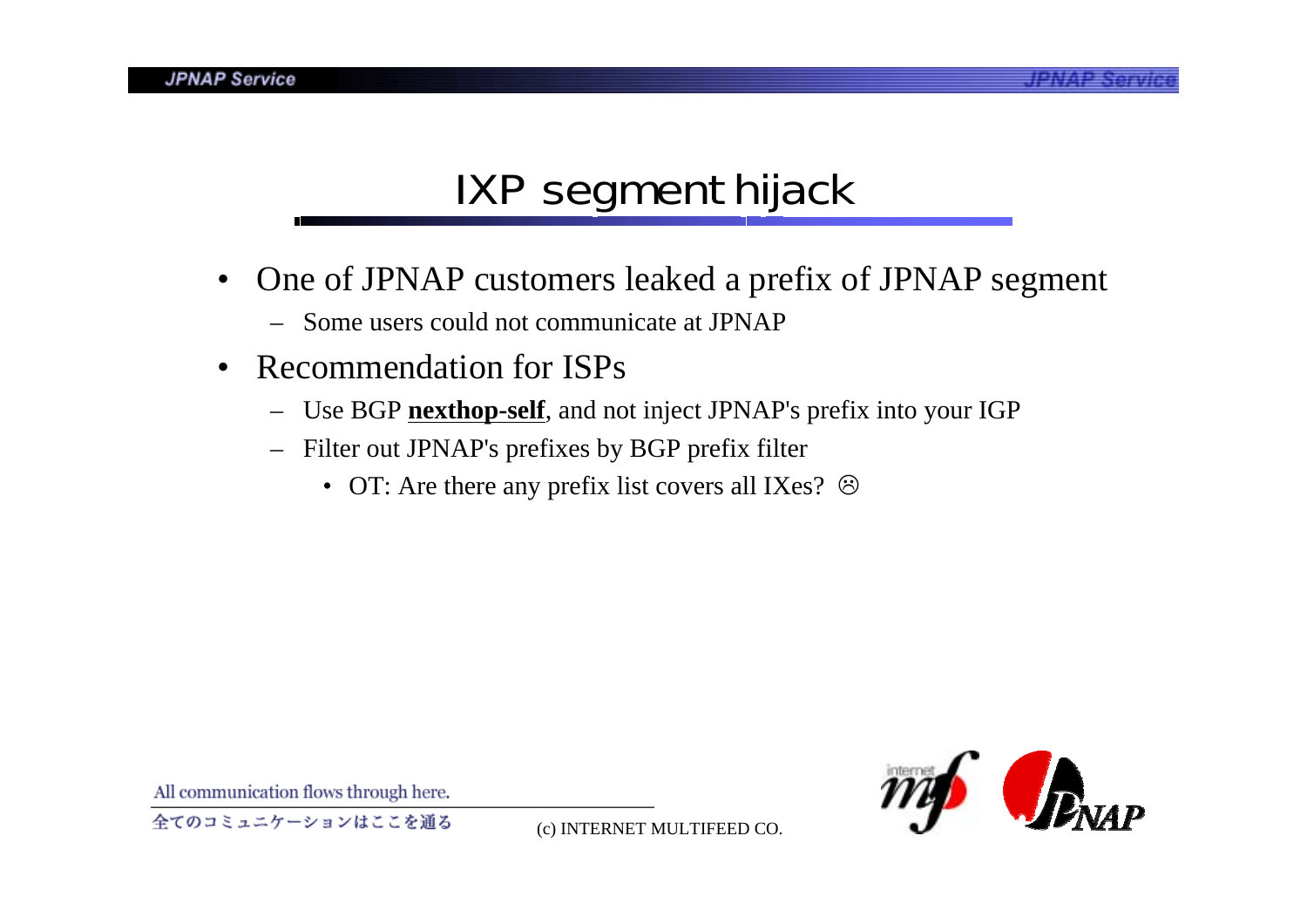# IXP segment hijack

- One of JPNAP customers leaked a prefix of JPNAP segment
  - Some users could not communicate at JPNAP
- Recommendation for ISPs
  - Use BGP **nexthop-self**, and not inject JPNAP's prefix into your IGP
  - Filter out JPNAP's prefixes by BGP prefix filter
    - OT: Are there any prefix list covers all IXes? ☹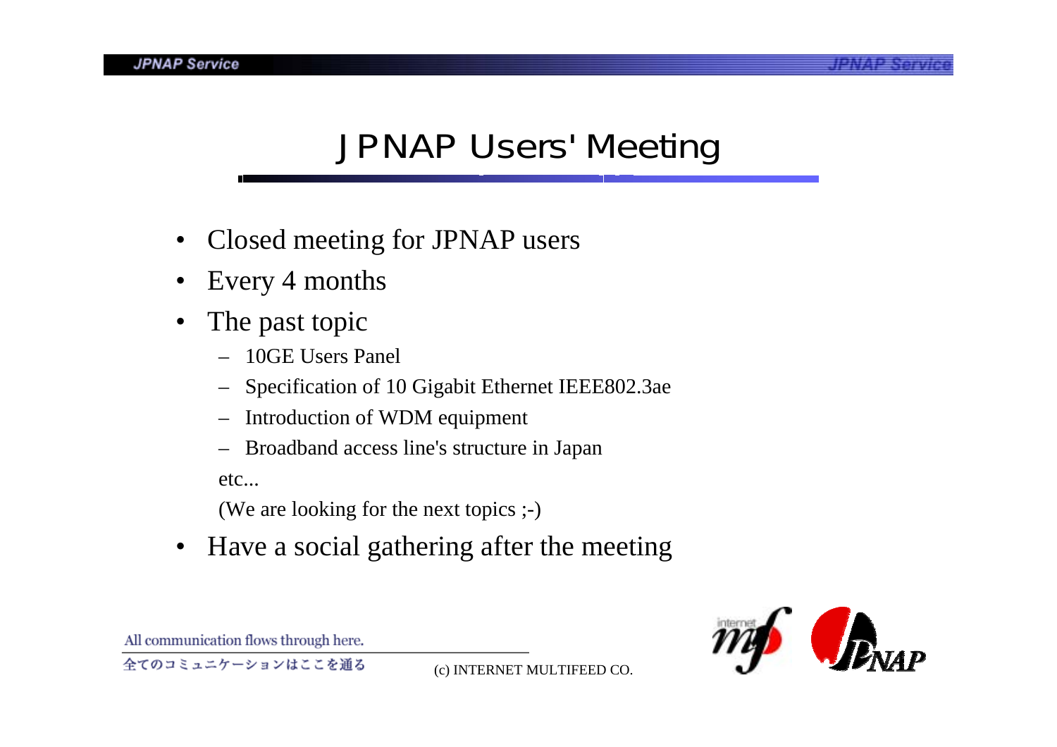# JPNAP Users' Meeting

- Closed meeting for JPNAP users
- Every 4 months
- The past topic
  - 10GE Users Panel
  - Specification of 10 Gigabit Ethernet IEEE802.3ae
  - Introduction of WDM equipment
  - Broadband access line's structure in Japan

  etc...

  (We are looking for the next topics ;-)
- Have a social gathering after the meeting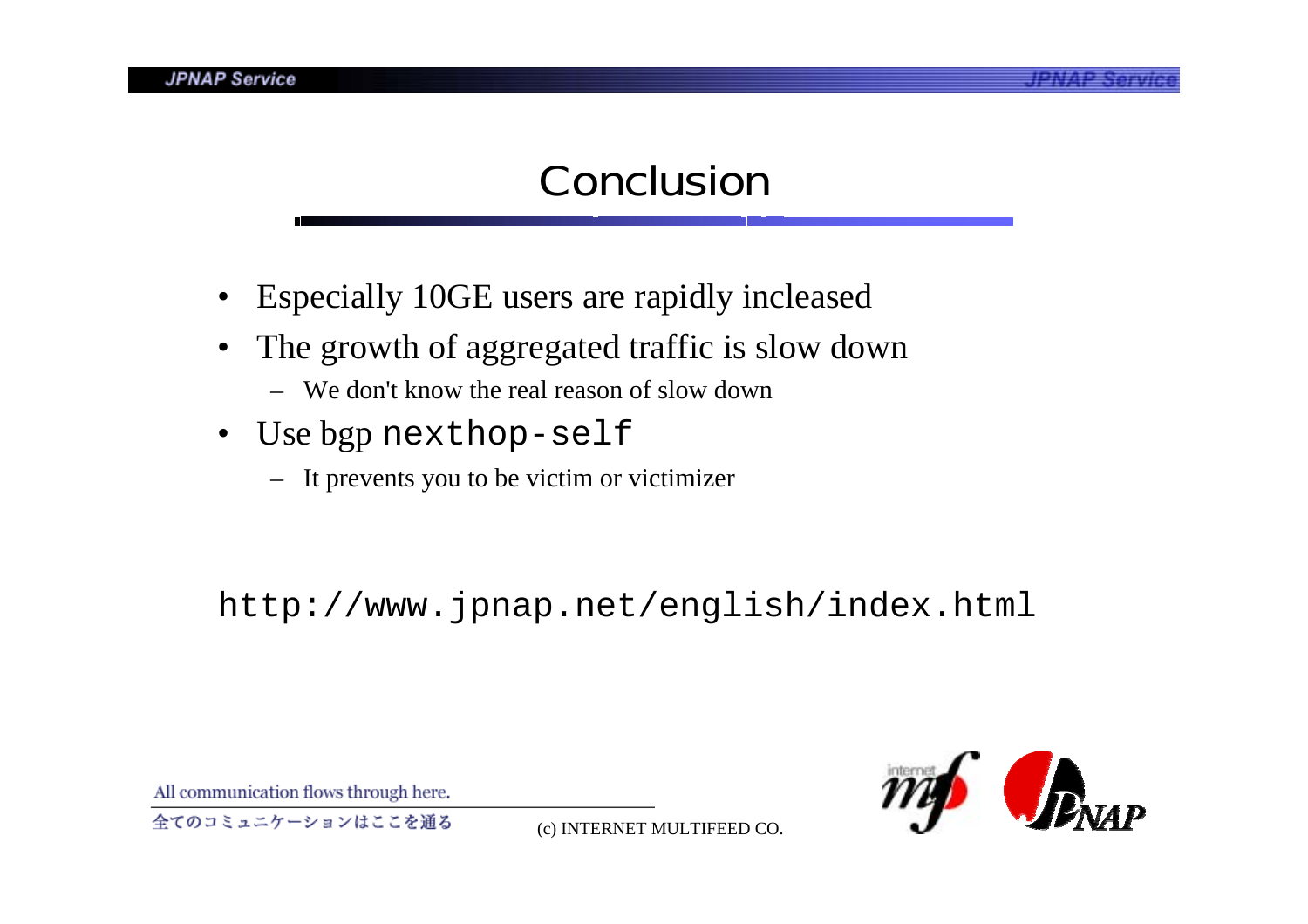# Conclusion

- Especially 10GE users are rapidly incleased
- The growth of aggregated traffic is slow down
  - We don't know the real reason of slow down
- Use bgp `nexthop-self`
  - It prevents you to be victim or victimizer

http://www.jpnap.net/english/index.html

All communication flows through here.
全てのコミュニケーションはここを通る

(c) INTERNET MULTIFEED CO.